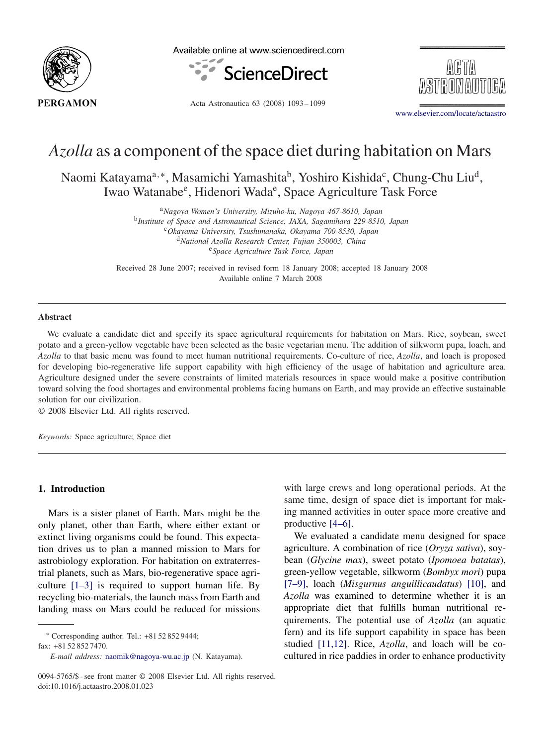# *Azolla* as a component of the space diet during habitation on Mars

Naomi Katayama[a,*], Masamichi Yamashita[b], Yoshiro Kishida[c], Chung-Chu Liu[d], Iwao Watanabe[e], Hidenori Wada[e], Space Agriculture Task Force

[a] *Nagoya Women's University, Mizuho-ku, Nagoya 467-8610, Japan*
[b] *Institute of Space and Astronautical Science, JAXA, Sagamihara 229-8510, Japan*
[c] *Okayama University, Tsushimanaka, Okayama 700-8530, Japan*
[d] *National Azolla Research Center, Fujian 350003, China*
[e] *Space Agriculture Task Force, Japan*

Received 28 June 2007; received in revised form 18 January 2008; accepted 18 January 2008
Available online 7 March 2008

## Abstract

We evaluate a candidate diet and specify its space agricultural requirements for habitation on Mars. Rice, soybean, sweet potato and a green-yellow vegetable have been selected as the basic vegetarian menu. The addition of silkworm pupa, loach, and *Azolla* to that basic menu was found to meet human nutritional requirements. Co-culture of rice, *Azolla*, and loach is proposed for developing bio-regenerative life support capability with high efficiency of the usage of habitation and agriculture area. Agriculture designed under the severe constraints of limited materials resources in space would make a positive contribution toward solving the food shortages and environmental problems facing humans on Earth, and may provide an effective sustainable solution for our civilization.
© 2008 Elsevier Ltd. All rights reserved.

*Keywords:* Space agriculture; Space diet

## 1. Introduction

Mars is a sister planet of Earth. Mars might be the only planet, other than Earth, where either extant or extinct living organisms could be found. This expectation drives us to plan a manned mission to Mars for astrobiology exploration. For habitation on extraterrestrial planets, such as Mars, bio-regenerative space agriculture [1–3] is required to support human life. By recycling bio-materials, the launch mass from Earth and landing mass on Mars could be reduced for missions with large crews and long operational periods. At the same time, design of space diet is important for making manned activities in outer space more creative and productive [4–6].

We evaluated a candidate menu designed for space agriculture. A combination of rice (*Oryza sativa*), soybean (*Glycine max*), sweet potato (*Ipomoea batatas*), green-yellow vegetable, silkworm (*Bombyx mori*) pupa [7–9], loach (*Misgurnus anguillicaudatus*) [10], and *Azolla* was examined to determine whether it is an appropriate diet that fulfills human nutritional requirements. The potential use of *Azolla* (an aquatic fern) and its life support capability in space has been studied [11,12]. Rice, *Azolla*, and loach will be co-cultured in rice paddies in order to enhance productivity

* Corresponding author. Tel.: +81 52 852 9444; fax: +81 52 852 7470.
*E-mail address:* naomik@nagoya-wu.ac.jp (N. Katayama).

0094-5765/$ - see front matter © 2008 Elsevier Ltd. All rights reserved.
doi:10.1016/j.actaastro.2008.01.023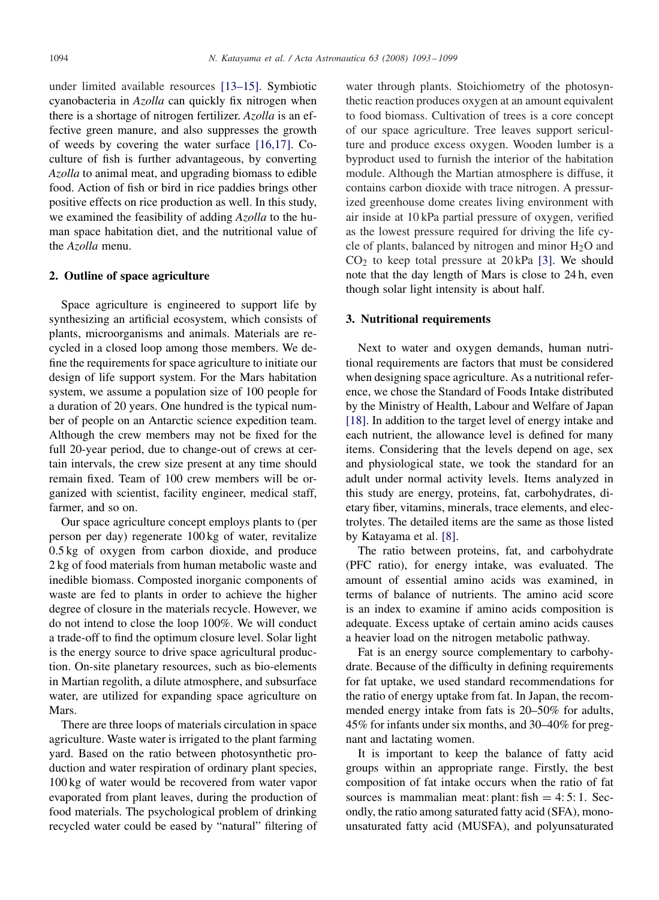under limited available resources [13–15]. Symbiotic cyanobacteria in *Azolla* can quickly fix nitrogen when there is a shortage of nitrogen fertilizer. *Azolla* is an effective green manure, and also suppresses the growth of weeds by covering the water surface [16,17]. Coculture of fish is further advantageous, by converting *Azolla* to animal meat, and upgrading biomass to edible food. Action of fish or bird in rice paddies brings other positive effects on rice production as well. In this study, we examined the feasibility of adding *Azolla* to the human space habitation diet, and the nutritional value of the *Azolla* menu.

## 2. Outline of space agriculture

Space agriculture is engineered to support life by synthesizing an artificial ecosystem, which consists of plants, microorganisms and animals. Materials are recycled in a closed loop among those members. We define the requirements for space agriculture to initiate our design of life support system. For the Mars habitation system, we assume a population size of 100 people for a duration of 20 years. One hundred is the typical number of people on an Antarctic science expedition team. Although the crew members may not be fixed for the full 20-year period, due to change-out of crews at certain intervals, the crew size present at any time should remain fixed. Team of 100 crew members will be organized with scientist, facility engineer, medical staff, farmer, and so on.

Our space agriculture concept employs plants to (per person per day) regenerate 100 kg of water, revitalize 0.5 kg of oxygen from carbon dioxide, and produce 2 kg of food materials from human metabolic waste and inedible biomass. Composted inorganic components of waste are fed to plants in order to achieve the higher degree of closure in the materials recycle. However, we do not intend to close the loop 100%. We will conduct a trade-off to find the optimum closure level. Solar light is the energy source to drive space agricultural production. On-site planetary resources, such as bio-elements in Martian regolith, a dilute atmosphere, and subsurface water, are utilized for expanding space agriculture on Mars.

There are three loops of materials circulation in space agriculture. Waste water is irrigated to the plant farming yard. Based on the ratio between photosynthetic production and water respiration of ordinary plant species, 100 kg of water would be recovered from water vapor evaporated from plant leaves, during the production of food materials. The psychological problem of drinking recycled water could be eased by "natural" filtering of water through plants. Stoichiometry of the photosynthetic reaction produces oxygen at an amount equivalent to food biomass. Cultivation of trees is a core concept of our space agriculture. Tree leaves support sericulture and produce excess oxygen. Wooden lumber is a byproduct used to furnish the interior of the habitation module. Although the Martian atmosphere is diffuse, it contains carbon dioxide with trace nitrogen. A pressurized greenhouse dome creates living environment with air inside at 10 kPa partial pressure of oxygen, verified as the lowest pressure required for driving the life cycle of plants, balanced by nitrogen and minor $H_2O$ and $CO_2$ to keep total pressure at 20 kPa [3]. We should note that the day length of Mars is close to 24 h, even though solar light intensity is about half.

## 3. Nutritional requirements

Next to water and oxygen demands, human nutritional requirements are factors that must be considered when designing space agriculture. As a nutritional reference, we chose the Standard of Foods Intake distributed by the Ministry of Health, Labour and Welfare of Japan [18]. In addition to the target level of energy intake and each nutrient, the allowance level is defined for many items. Considering that the levels depend on age, sex and physiological state, we took the standard for an adult under normal activity levels. Items analyzed in this study are energy, proteins, fat, carbohydrates, dietary fiber, vitamins, minerals, trace elements, and electrolytes. The detailed items are the same as those listed by Katayama et al. [8].

The ratio between proteins, fat, and carbohydrate (PFC ratio), for energy intake, was evaluated. The amount of essential amino acids was examined, in terms of balance of nutrients. The amino acid score is an index to examine if amino acids composition is adequate. Excess uptake of certain amino acids causes a heavier load on the nitrogen metabolic pathway.

Fat is an energy source complementary to carbohydrate. Because of the difficulty in defining requirements for fat uptake, we used standard recommendations for the ratio of energy uptake from fat. In Japan, the recommended energy intake from fats is 20–50% for adults, 45% for infants under six months, and 30–40% for pregnant and lactating women.

It is important to keep the balance of fatty acid groups within an appropriate range. Firstly, the best composition of fat intake occurs when the ratio of fat sources is mammalian meat: plant: fish $= 4:5:1$. Secondly, the ratio among saturated fatty acid (SFA), monounsaturated fatty acid (MUSFA), and polyunsaturated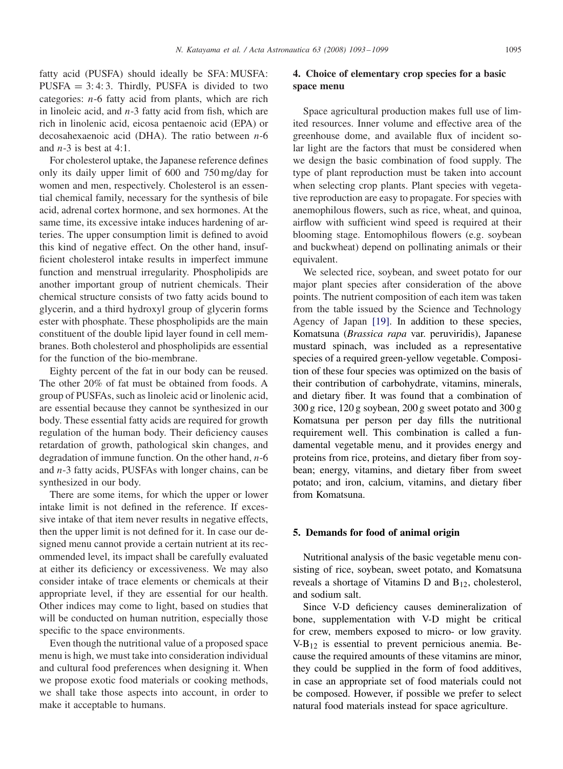fatty acid (PUSFA) should ideally be SFA: MUSFA: PUSFA = 3:4:3. Thirdly, PUSFA is divided to two categories: *n*-6 fatty acid from plants, which are rich in linoleic acid, and *n*-3 fatty acid from fish, which are rich in linolenic acid, eicosa pentaenoic acid (EPA) or decosahexaenoic acid (DHA). The ratio between *n*-6 and *n*-3 is best at 4:1.

For cholesterol uptake, the Japanese reference defines only its daily upper limit of 600 and 750 mg/day for women and men, respectively. Cholesterol is an essential chemical family, necessary for the synthesis of bile acid, adrenal cortex hormone, and sex hormones. At the same time, its excessive intake induces hardening of arteries. The upper consumption limit is defined to avoid this kind of negative effect. On the other hand, insufficient cholesterol intake results in imperfect immune function and menstrual irregularity. Phospholipids are another important group of nutrient chemicals. Their chemical structure consists of two fatty acids bound to glycerin, and a third hydroxyl group of glycerin forms ester with phosphate. These phospholipids are the main constituent of the double lipid layer found in cell membranes. Both cholesterol and phospholipids are essential for the function of the bio-membrane.

Eighty percent of the fat in our body can be reused. The other 20% of fat must be obtained from foods. A group of PUSFAs, such as linoleic acid or linolenic acid, are essential because they cannot be synthesized in our body. These essential fatty acids are required for growth regulation of the human body. Their deficiency causes retardation of growth, pathological skin changes, and degradation of immune function. On the other hand, *n*-6 and *n*-3 fatty acids, PUSFAs with longer chains, can be synthesized in our body.

There are some items, for which the upper or lower intake limit is not defined in the reference. If excessive intake of that item never results in negative effects, then the upper limit is not defined for it. In case our designed menu cannot provide a certain nutrient at its recommended level, its impact shall be carefully evaluated at either its deficiency or excessiveness. We may also consider intake of trace elements or chemicals at their appropriate level, if they are essential for our health. Other indices may come to light, based on studies that will be conducted on human nutrition, especially those specific to the space environments.

Even though the nutritional value of a proposed space menu is high, we must take into consideration individual and cultural food preferences when designing it. When we propose exotic food materials or cooking methods, we shall take those aspects into account, in order to make it acceptable to humans.

## 4. Choice of elementary crop species for a basic space menu

Space agricultural production makes full use of limited resources. Inner volume and effective area of the greenhouse dome, and available flux of incident solar light are the factors that must be considered when we design the basic combination of food supply. The type of plant reproduction must be taken into account when selecting crop plants. Plant species with vegetative reproduction are easy to propagate. For species with anemophilous flowers, such as rice, wheat, and quinoa, airflow with sufficient wind speed is required at their blooming stage. Entomophilous flowers (e.g. soybean and buckwheat) depend on pollinating animals or their equivalent.

We selected rice, soybean, and sweet potato for our major plant species after consideration of the above points. The nutrient composition of each item was taken from the table issued by the Science and Technology Agency of Japan [19]. In addition to these species, Komatsuna (*Brassica rapa* var. peruviridis), Japanese mustard spinach, was included as a representative species of a required green-yellow vegetable. Composition of these four species was optimized on the basis of their contribution of carbohydrate, vitamins, minerals, and dietary fiber. It was found that a combination of 300 g rice, 120 g soybean, 200 g sweet potato and 300 g Komatsuna per person per day fills the nutritional requirement well. This combination is called a fundamental vegetable menu, and it provides energy and proteins from rice, proteins, and dietary fiber from soybean; energy, vitamins, and dietary fiber from sweet potato; and iron, calcium, vitamins, and dietary fiber from Komatsuna.

## 5. Demands for food of animal origin

Nutritional analysis of the basic vegetable menu consisting of rice, soybean, sweet potato, and Komatsuna reveals a shortage of Vitamins D and $B_{12}$, cholesterol, and sodium salt.

Since V-D deficiency causes demineralization of bone, supplementation with V-D might be critical for crew, members exposed to micro- or low gravity. V-$B_{12}$ is essential to prevent pernicious anemia. Because the required amounts of these vitamins are minor, they could be supplied in the form of food additives, in case an appropriate set of food materials could not be composed. However, if possible we prefer to select natural food materials instead for space agriculture.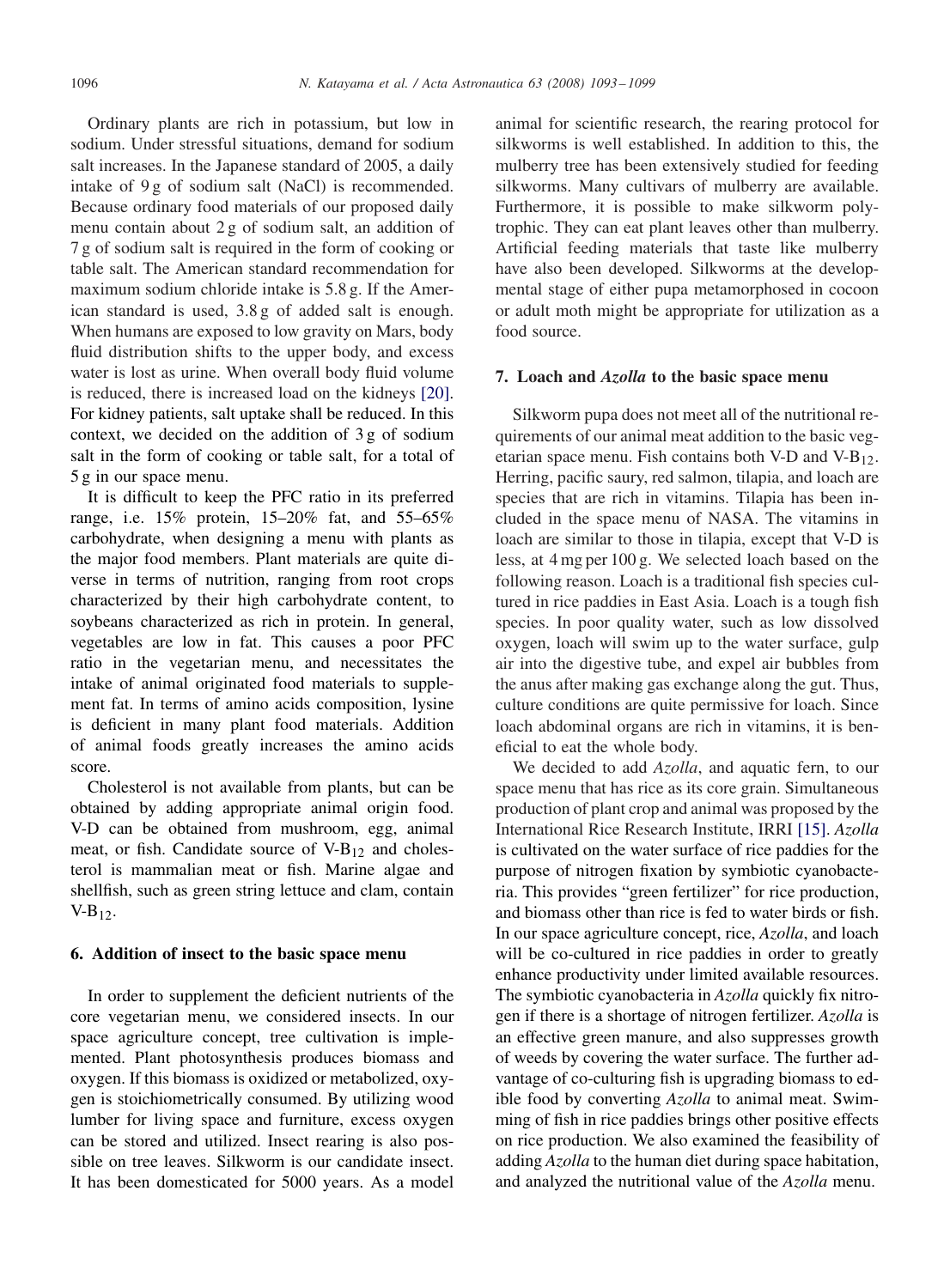Ordinary plants are rich in potassium, but low in sodium. Under stressful situations, demand for sodium salt increases. In the Japanese standard of 2005, a daily intake of 9 g of sodium salt (NaCl) is recommended. Because ordinary food materials of our proposed daily menu contain about 2 g of sodium salt, an addition of 7 g of sodium salt is required in the form of cooking or table salt. The American standard recommendation for maximum sodium chloride intake is 5.8 g. If the American standard is used, 3.8 g of added salt is enough. When humans are exposed to low gravity on Mars, body fluid distribution shifts to the upper body, and excess water is lost as urine. When overall body fluid volume is reduced, there is increased load on the kidneys [20]. For kidney patients, salt uptake shall be reduced. In this context, we decided on the addition of 3 g of sodium salt in the form of cooking or table salt, for a total of 5 g in our space menu.

It is difficult to keep the PFC ratio in its preferred range, i.e. 15% protein, 15–20% fat, and 55–65% carbohydrate, when designing a menu with plants as the major food members. Plant materials are quite diverse in terms of nutrition, ranging from root crops characterized by their high carbohydrate content, to soybeans characterized as rich in protein. In general, vegetables are low in fat. This causes a poor PFC ratio in the vegetarian menu, and necessitates the intake of animal originated food materials to supplement fat. In terms of amino acids composition, lysine is deficient in many plant food materials. Addition of animal foods greatly increases the amino acids score.

Cholesterol is not available from plants, but can be obtained by adding appropriate animal origin food. V-D can be obtained from mushroom, egg, animal meat, or fish. Candidate source of V-$B_{12}$ and cholesterol is mammalian meat or fish. Marine algae and shellfish, such as green string lettuce and clam, contain V-$B_{12}$.

## 6. Addition of insect to the basic space menu

In order to supplement the deficient nutrients of the core vegetarian menu, we considered insects. In our space agriculture concept, tree cultivation is implemented. Plant photosynthesis produces biomass and oxygen. If this biomass is oxidized or metabolized, oxygen is stoichiometrically consumed. By utilizing wood lumber for living space and furniture, excess oxygen can be stored and utilized. Insect rearing is also possible on tree leaves. Silkworm is our candidate insect. It has been domesticated for 5000 years. As a model animal for scientific research, the rearing protocol for silkworms is well established. In addition to this, the mulberry tree has been extensively studied for feeding silkworms. Many cultivars of mulberry are available. Furthermore, it is possible to make silkworm polytrophic. They can eat plant leaves other than mulberry. Artificial feeding materials that taste like mulberry have also been developed. Silkworms at the developmental stage of either pupa metamorphosed in cocoon or adult moth might be appropriate for utilization as a food source.

## 7. Loach and *Azolla* to the basic space menu

Silkworm pupa does not meet all of the nutritional requirements of our animal meat addition to the basic vegetarian space menu. Fish contains both V-D and V-$B_{12}$. Herring, pacific saury, red salmon, tilapia, and loach are species that are rich in vitamins. Tilapia has been included in the space menu of NASA. The vitamins in loach are similar to those in tilapia, except that V-D is less, at 4 mg per 100 g. We selected loach based on the following reason. Loach is a traditional fish species cultured in rice paddies in East Asia. Loach is a tough fish species. In poor quality water, such as low dissolved oxygen, loach will swim up to the water surface, gulp air into the digestive tube, and expel air bubbles from the anus after making gas exchange along the gut. Thus, culture conditions are quite permissive for loach. Since loach abdominal organs are rich in vitamins, it is beneficial to eat the whole body.

We decided to add *Azolla*, and aquatic fern, to our space menu that has rice as its core grain. Simultaneous production of plant crop and animal was proposed by the International Rice Research Institute, IRRI [15]. *Azolla* is cultivated on the water surface of rice paddies for the purpose of nitrogen fixation by symbiotic cyanobacteria. This provides "green fertilizer" for rice production, and biomass other than rice is fed to water birds or fish. In our space agriculture concept, rice, *Azolla*, and loach will be co-cultured in rice paddies in order to greatly enhance productivity under limited available resources. The symbiotic cyanobacteria in *Azolla* quickly fix nitrogen if there is a shortage of nitrogen fertilizer. *Azolla* is an effective green manure, and also suppresses growth of weeds by covering the water surface. The further advantage of co-culturing fish is upgrading biomass to edible food by converting *Azolla* to animal meat. Swimming of fish in rice paddies brings other positive effects on rice production. We also examined the feasibility of adding *Azolla* to the human diet during space habitation, and analyzed the nutritional value of the *Azolla* menu.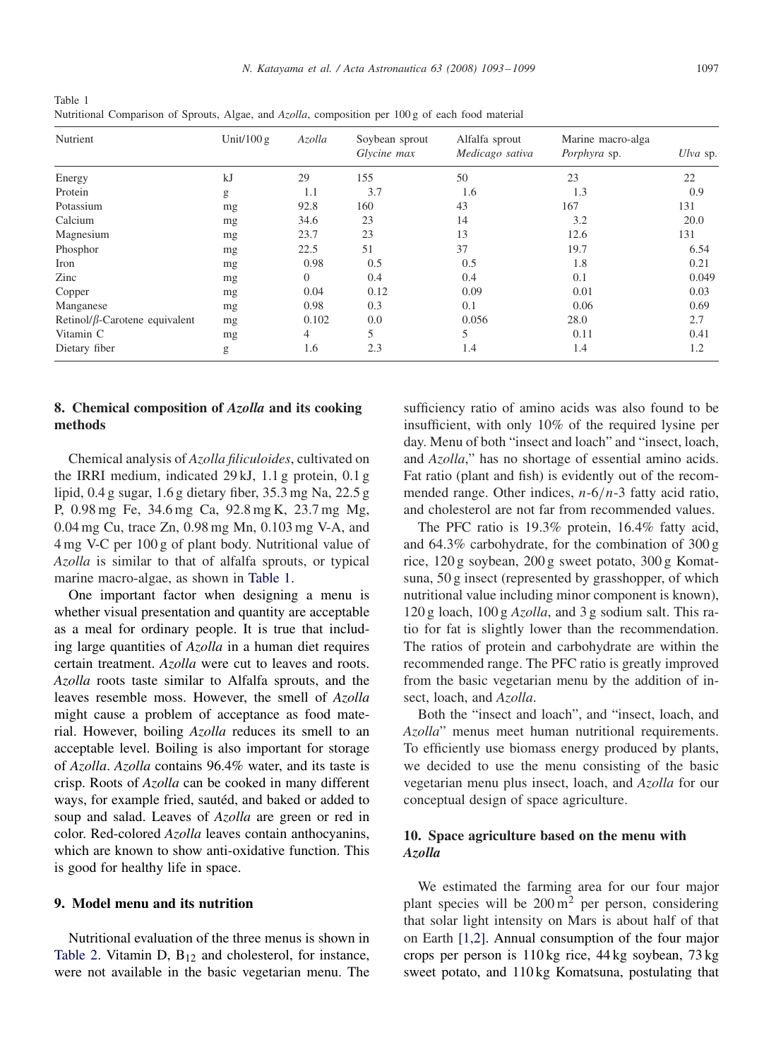Table 1
Nutritional Comparison of Sprouts, Algae, and *Azolla*, composition per 100 g of each food material

| Nutrient | Unit/100 g | *Azolla* | Soybean sprout *Glycine max* | Alfalfa sprout *Medicago sativa* | Marine macro-alga *Porphyra* sp. | *Ulva* sp. |
|---|---|---|---|---|---|---|
| Energy | kJ | 29 | 155 | 50 | 23 | 22 |
| Protein | g | 1.1 | 3.7 | 1.6 | 1.3 | 0.9 |
| Potassium | mg | 92.8 | 160 | 43 | 167 | 131 |
| Calcium | mg | 34.6 | 23 | 14 | 3.2 | 20.0 |
| Magnesium | mg | 23.7 | 23 | 13 | 12.6 | 131 |
| Phosphor | mg | 22.5 | 51 | 37 | 19.7 | 6.54 |
| Iron | mg | 0.98 | 0.5 | 0.5 | 1.8 | 0.21 |
| Zinc | mg | 0 | 0.4 | 0.4 | 0.1 | 0.049 |
| Copper | mg | 0.04 | 0.12 | 0.09 | 0.01 | 0.03 |
| Manganese | mg | 0.98 | 0.3 | 0.1 | 0.06 | 0.69 |
| Retinol/$\beta$-Carotene equivalent | mg | 0.102 | 0.0 | 0.056 | 28.0 | 2.7 |
| Vitamin C | mg | 4 | 5 | 5 | 0.11 | 0.41 |
| Dietary fiber | g | 1.6 | 2.3 | 1.4 | 1.4 | 1.2 |

## 8. Chemical composition of *Azolla* and its cooking methods

Chemical analysis of *Azolla filiculoides*, cultivated on the IRRI medium, indicated 29 kJ, 1.1 g protein, 0.1 g lipid, 0.4 g sugar, 1.6 g dietary fiber, 35.3 mg Na, 22.5 g P, 0.98 mg Fe, 34.6 mg Ca, 92.8 mg K, 23.7 mg Mg, 0.04 mg Cu, trace Zn, 0.98 mg Mn, 0.103 mg V-A, and 4 mg V-C per 100 g of plant body. Nutritional value of *Azolla* is similar to that of alfalfa sprouts, or typical marine macro-algae, as shown in Table 1.

One important factor when designing a menu is whether visual presentation and quantity are acceptable as a meal for ordinary people. It is true that including large quantities of *Azolla* in a human diet requires certain treatment. *Azolla* were cut to leaves and roots. *Azolla* roots taste similar to Alfalfa sprouts, and the leaves resemble moss. However, the smell of *Azolla* might cause a problem of acceptance as food material. However, boiling *Azolla* reduces its smell to an acceptable level. Boiling is also important for storage of *Azolla*. *Azolla* contains 96.4% water, and its taste is crisp. Roots of *Azolla* can be cooked in many different ways, for example fried, sautéd, and baked or added to soup and salad. Leaves of *Azolla* are green or red in color. Red-colored *Azolla* leaves contain anthocyanins, which are known to show anti-oxidative function. This is good for healthy life in space.

## 9. Model menu and its nutrition

Nutritional evaluation of the three menus is shown in Table 2. Vitamin D, $B_{12}$ and cholesterol, for instance, were not available in the basic vegetarian menu. The sufficiency ratio of amino acids was also found to be insufficient, with only 10% of the required lysine per day. Menu of both "insect and loach" and "insect, loach, and *Azolla*," has no shortage of essential amino acids. Fat ratio (plant and fish) is evidently out of the recommended range. Other indices, $n$-6/$n$-3 fatty acid ratio, and cholesterol are not far from recommended values.

The PFC ratio is 19.3% protein, 16.4% fatty acid, and 64.3% carbohydrate, for the combination of 300 g rice, 120 g soybean, 200 g sweet potato, 300 g Komatsuna, 50 g insect (represented by grasshopper, of which nutritional value including minor component is known), 120 g loach, 100 g *Azolla*, and 3 g sodium salt. This ratio for fat is slightly lower than the recommendation. The ratios of protein and carbohydrate are within the recommended range. The PFC ratio is greatly improved from the basic vegetarian menu by the addition of insect, loach, and *Azolla*.

Both the "insect and loach", and "insect, loach, and *Azolla*" menus meet human nutritional requirements. To efficiently use biomass energy produced by plants, we decided to use the menu consisting of the basic vegetarian menu plus insect, loach, and *Azolla* for our conceptual design of space agriculture.

## 10. Space agriculture based on the menu with *Azolla*

We estimated the farming area for our four major plant species will be 200 $m^2$ per person, considering that solar light intensity on Mars is about half of that on Earth [1,2]. Annual consumption of the four major crops per person is 110 kg rice, 44 kg soybean, 73 kg sweet potato, and 110 kg Komatsuna, postulating that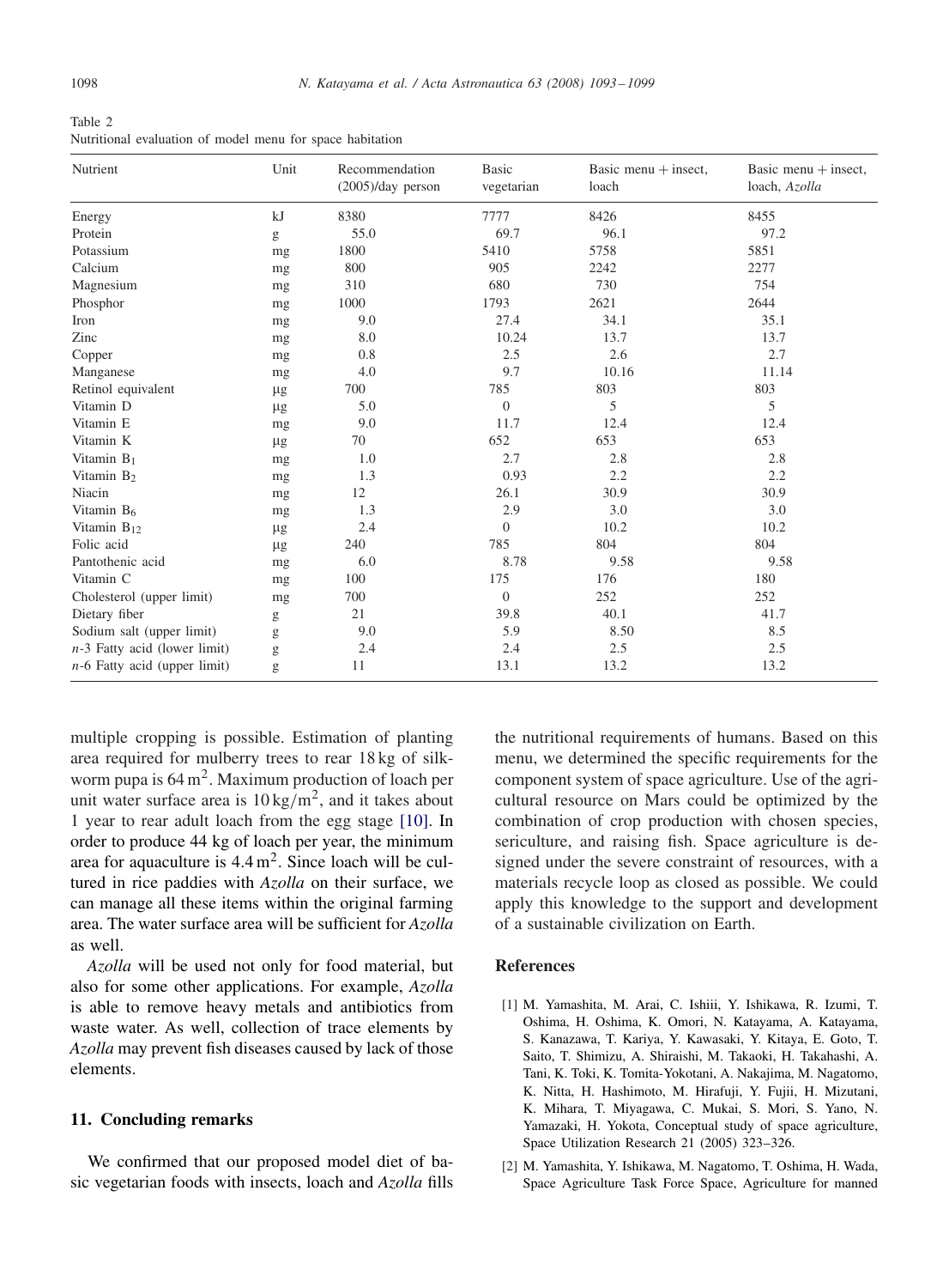Table 2
Nutritional evaluation of model menu for space habitation

| Nutrient | Unit | Recommendation (2005)/day person | Basic vegetarian | Basic menu + insect, loach | Basic menu + insect, loach, *Azolla* |
|---|---|---|---|---|---|
| Energy | kJ | 8380 | 7777 | 8426 | 8455 |
| Protein | g | 55.0 | 69.7 | 96.1 | 97.2 |
| Potassium | mg | 1800 | 5410 | 5758 | 5851 |
| Calcium | mg | 800 | 905 | 2242 | 2277 |
| Magnesium | mg | 310 | 680 | 730 | 754 |
| Phosphor | mg | 1000 | 1793 | 2621 | 2644 |
| Iron | mg | 9.0 | 27.4 | 34.1 | 35.1 |
| Zinc | mg | 8.0 | 10.24 | 13.7 | 13.7 |
| Copper | mg | 0.8 | 2.5 | 2.6 | 2.7 |
| Manganese | mg | 4.0 | 9.7 | 10.16 | 11.14 |
| Retinol equivalent | μg | 700 | 785 | 803 | 803 |
| Vitamin D | μg | 5.0 | 0 | 5 | 5 |
| Vitamin E | mg | 9.0 | 11.7 | 12.4 | 12.4 |
| Vitamin K | μg | 70 | 652 | 653 | 653 |
| Vitamin $B_1$ | mg | 1.0 | 2.7 | 2.8 | 2.8 |
| Vitamin $B_2$ | mg | 1.3 | 0.93 | 2.2 | 2.2 |
| Niacin | mg | 12 | 26.1 | 30.9 | 30.9 |
| Vitamin $B_6$ | mg | 1.3 | 2.9 | 3.0 | 3.0 |
| Vitamin $B_{12}$ | μg | 2.4 | 0 | 10.2 | 10.2 |
| Folic acid | μg | 240 | 785 | 804 | 804 |
| Pantothenic acid | mg | 6.0 | 8.78 | 9.58 | 9.58 |
| Vitamin C | mg | 100 | 175 | 176 | 180 |
| Cholesterol (upper limit) | mg | 700 | 0 | 252 | 252 |
| Dietary fiber | g | 21 | 39.8 | 40.1 | 41.7 |
| Sodium salt (upper limit) | g | 9.0 | 5.9 | 8.50 | 8.5 |
| *n*-3 Fatty acid (lower limit) | g | 2.4 | 2.4 | 2.5 | 2.5 |
| *n*-6 Fatty acid (upper limit) | g | 11 | 13.1 | 13.2 | 13.2 |

multiple cropping is possible. Estimation of planting area required for mulberry trees to rear 18 kg of silkworm pupa is $64\,m^2$. Maximum production of loach per unit water surface area is $10\,kg/m^2$, and it takes about 1 year to rear adult loach from the egg stage [10]. In order to produce 44 kg of loach per year, the minimum area for aquaculture is $4.4\,m^2$. Since loach will be cultured in rice paddies with *Azolla* on their surface, we can manage all these items within the original farming area. The water surface area will be sufficient for *Azolla* as well.

*Azolla* will be used not only for food material, but also for some other applications. For example, *Azolla* is able to remove heavy metals and antibiotics from waste water. As well, collection of trace elements by *Azolla* may prevent fish diseases caused by lack of those elements.

## 11. Concluding remarks

We confirmed that our proposed model diet of basic vegetarian foods with insects, loach and *Azolla* fills the nutritional requirements of humans. Based on this menu, we determined the specific requirements for the component system of space agriculture. Use of the agricultural resource on Mars could be optimized by the combination of crop production with chosen species, sericulture, and raising fish. Space agriculture is designed under the severe constraint of resources, with a materials recycle loop as closed as possible. We could apply this knowledge to the support and development of a sustainable civilization on Earth.

## References

[1] M. Yamashita, M. Arai, C. Ishiii, Y. Ishikawa, R. Izumi, T. Oshima, H. Oshima, K. Omori, N. Katayama, A. Katayama, S. Kanazawa, T. Kariya, Y. Kawasaki, Y. Kitaya, E. Goto, T. Saito, T. Shimizu, A. Shiraishi, M. Takaoki, H. Takahashi, A. Tani, K. Toki, K. Tomita-Yokotani, A. Nakajima, M. Nagatomo, K. Nitta, H. Hashimoto, M. Hirafuji, Y. Fujii, H. Mizutani, K. Mihara, T. Miyagawa, C. Mukai, S. Mori, S. Yano, N. Yamazaki, H. Yokota, Conceptual study of space agriculture, Space Utilization Research 21 (2005) 323–326.

[2] M. Yamashita, Y. Ishikawa, M. Nagatomo, T. Oshima, H. Wada, Space Agriculture Task Force Space, Agriculture for manned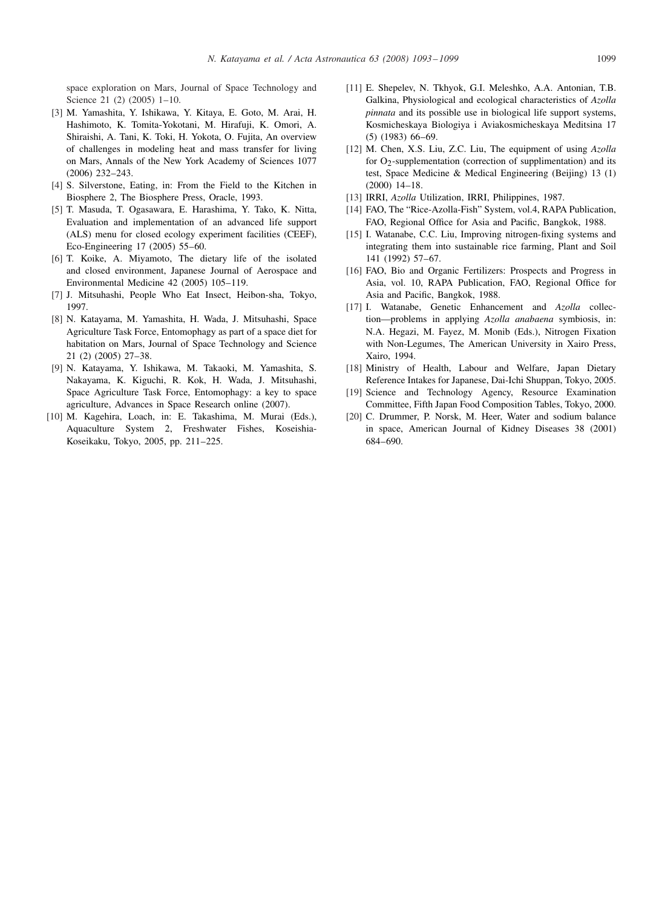space exploration on Mars, Journal of Space Technology and Science 21 (2) (2005) 1–10.

[3] M. Yamashita, Y. Ishikawa, Y. Kitaya, E. Goto, M. Arai, H. Hashimoto, K. Tomita-Yokotani, M. Hirafuji, K. Omori, A. Shiraishi, A. Tani, K. Toki, H. Yokota, O. Fujita, An overview of challenges in modeling heat and mass transfer for living on Mars, Annals of the New York Academy of Sciences 1077 (2006) 232–243.

[4] S. Silverstone, Eating, in: From the Field to the Kitchen in Biosphere 2, The Biosphere Press, Oracle, 1993.

[5] T. Masuda, T. Ogasawara, E. Harashima, Y. Tako, K. Nitta, Evaluation and implementation of an advanced life support (ALS) menu for closed ecology experiment facilities (CEEF), Eco-Engineering 17 (2005) 55–60.

[6] T. Koike, A. Miyamoto, The dietary life of the isolated and closed environment, Japanese Journal of Aerospace and Environmental Medicine 42 (2005) 105–119.

[7] J. Mitsuhashi, People Who Eat Insect, Heibon-sha, Tokyo, 1997.

[8] N. Katayama, M. Yamashita, H. Wada, J. Mitsuhashi, Space Agriculture Task Force, Entomophagy as part of a space diet for habitation on Mars, Journal of Space Technology and Science 21 (2) (2005) 27–38.

[9] N. Katayama, Y. Ishikawa, M. Takaoki, M. Yamashita, S. Nakayama, K. Kiguchi, R. Kok, H. Wada, J. Mitsuhashi, Space Agriculture Task Force, Entomophagy: a key to space agriculture, Advances in Space Research online (2007).

[10] M. Kagehira, Loach, in: E. Takashima, M. Murai (Eds.), Aquaculture System 2, Freshwater Fishes, Koseishia-Koseikaku, Tokyo, 2005, pp. 211–225.

[11] E. Shepelev, N. Tkhyok, G.I. Meleshko, A.A. Antonian, T.B. Galkina, Physiological and ecological characteristics of *Azolla pinnata* and its possible use in biological life support systems, Kosmicheskaya Biologiya i Aviakosmicheskaya Meditsina 17 (5) (1983) 66–69.

[12] M. Chen, X.S. Liu, Z.C. Liu, The equipment of using *Azolla* for $O_2$-supplementation (correction of supplimentation) and its test, Space Medicine & Medical Engineering (Beijing) 13 (1) (2000) 14–18.

[13] IRRI, *Azolla* Utilization, IRRI, Philippines, 1987.

[14] FAO, The "Rice-Azolla-Fish" System, vol.4, RAPA Publication, FAO, Regional Office for Asia and Pacific, Bangkok, 1988.

[15] I. Watanabe, C.C. Liu, Improving nitrogen-fixing systems and integrating them into sustainable rice farming, Plant and Soil 141 (1992) 57–67.

[16] FAO, Bio and Organic Fertilizers: Prospects and Progress in Asia, vol. 10, RAPA Publication, FAO, Regional Office for Asia and Pacific, Bangkok, 1988.

[17] I. Watanabe, Genetic Enhancement and *Azolla* collection—problems in applying *Azolla anabaena* symbiosis, in: N.A. Hegazi, M. Fayez, M. Monib (Eds.), Nitrogen Fixation with Non-Legumes, The American University in Xairo Press, Xairo, 1994.

[18] Ministry of Health, Labour and Welfare, Japan Dietary Reference Intakes for Japanese, Dai-Ichi Shuppan, Tokyo, 2005.

[19] Science and Technology Agency, Resource Examination Committee, Fifth Japan Food Composition Tables, Tokyo, 2000.

[20] C. Drummer, P. Norsk, M. Heer, Water and sodium balance in space, American Journal of Kidney Diseases 38 (2001) 684–690.